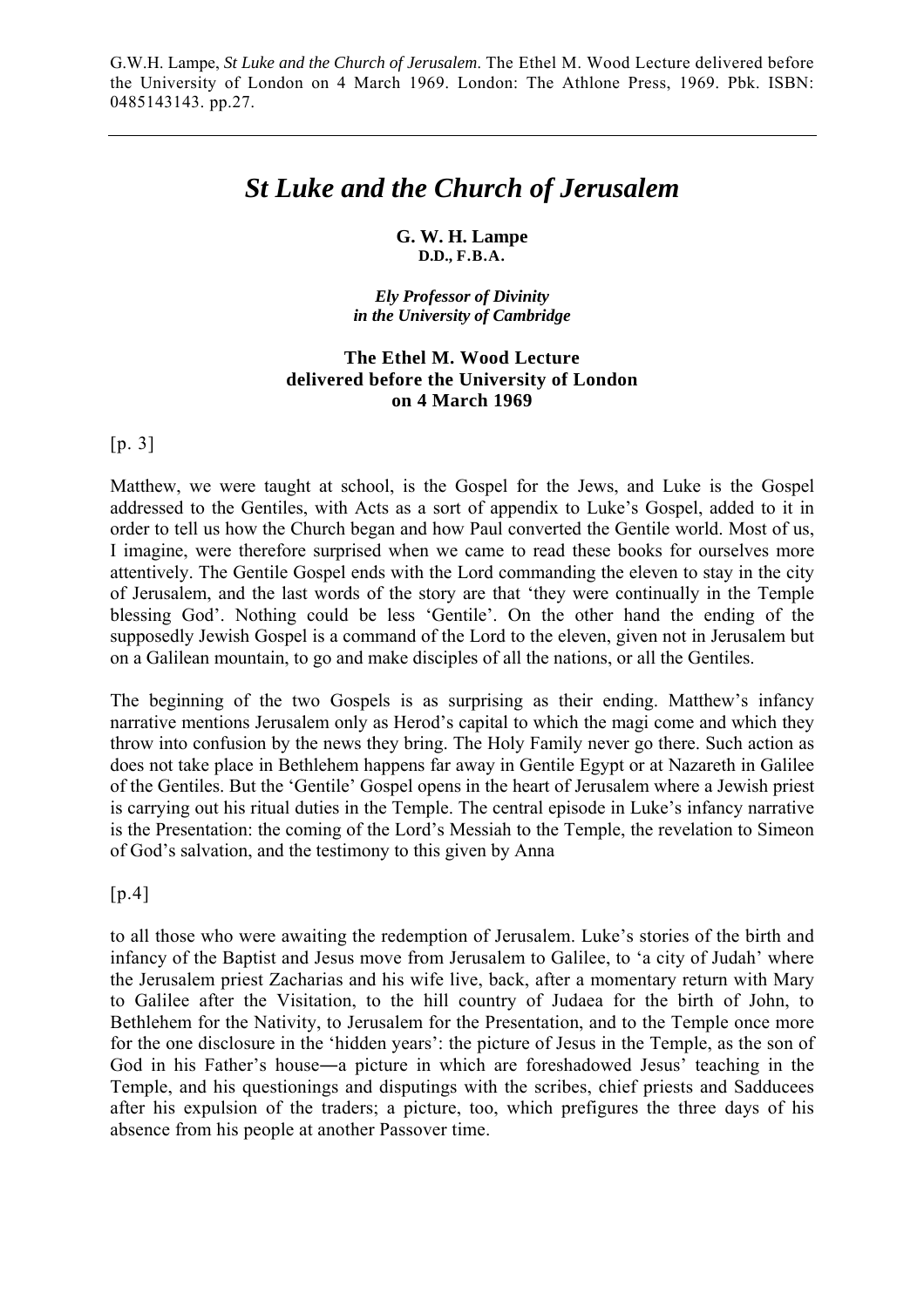G.W.H. Lampe, *St Luke and the Church of Jerusalem*. The Ethel M. Wood Lecture delivered before the University of London on 4 March 1969. London: The Athlone Press, 1969. Pbk. ISBN: 0485143143. pp.27.

---

# *St Luke and the Church of Jerusalem*

**G. W. H. Lampe**
**D.D., F.B.A.**

***Ely Professor of Divinity***
***in the University of Cambridge***

**The Ethel M. Wood Lecture**
**delivered before the University of London**
**on 4 March 1969**

[p. 3]

Matthew, we were taught at school, is the Gospel for the Jews, and Luke is the Gospel addressed to the Gentiles, with Acts as a sort of appendix to Luke's Gospel, added to it in order to tell us how the Church began and how Paul converted the Gentile world. Most of us, I imagine, were therefore surprised when we came to read these books for ourselves more attentively. The Gentile Gospel ends with the Lord commanding the eleven to stay in the city of Jerusalem, and the last words of the story are that 'they were continually in the Temple blessing God'. Nothing could be less 'Gentile'. On the other hand the ending of the supposedly Jewish Gospel is a command of the Lord to the eleven, given not in Jerusalem but on a Galilean mountain, to go and make disciples of all the nations, or all the Gentiles.

The beginning of the two Gospels is as surprising as their ending. Matthew's infancy narrative mentions Jerusalem only as Herod's capital to which the magi come and which they throw into confusion by the news they bring. The Holy Family never go there. Such action as does not take place in Bethlehem happens far away in Gentile Egypt or at Nazareth in Galilee of the Gentiles. But the 'Gentile' Gospel opens in the heart of Jerusalem where a Jewish priest is carrying out his ritual duties in the Temple. The central episode in Luke's infancy narrative is the Presentation: the coming of the Lord's Messiah to the Temple, the revelation to Simeon of God's salvation, and the testimony to this given by Anna

[p.4]

to all those who were awaiting the redemption of Jerusalem. Luke's stories of the birth and infancy of the Baptist and Jesus move from Jerusalem to Galilee, to 'a city of Judah' where the Jerusalem priest Zacharias and his wife live, back, after a momentary return with Mary to Galilee after the Visitation, to the hill country of Judaea for the birth of John, to Bethlehem for the Nativity, to Jerusalem for the Presentation, and to the Temple once more for the one disclosure in the 'hidden years': the picture of Jesus in the Temple, as the son of God in his Father's house―a picture in which are foreshadowed Jesus' teaching in the Temple, and his questionings and disputings with the scribes, chief priests and Sadducees after his expulsion of the traders; a picture, too, which prefigures the three days of his absence from his people at another Passover time.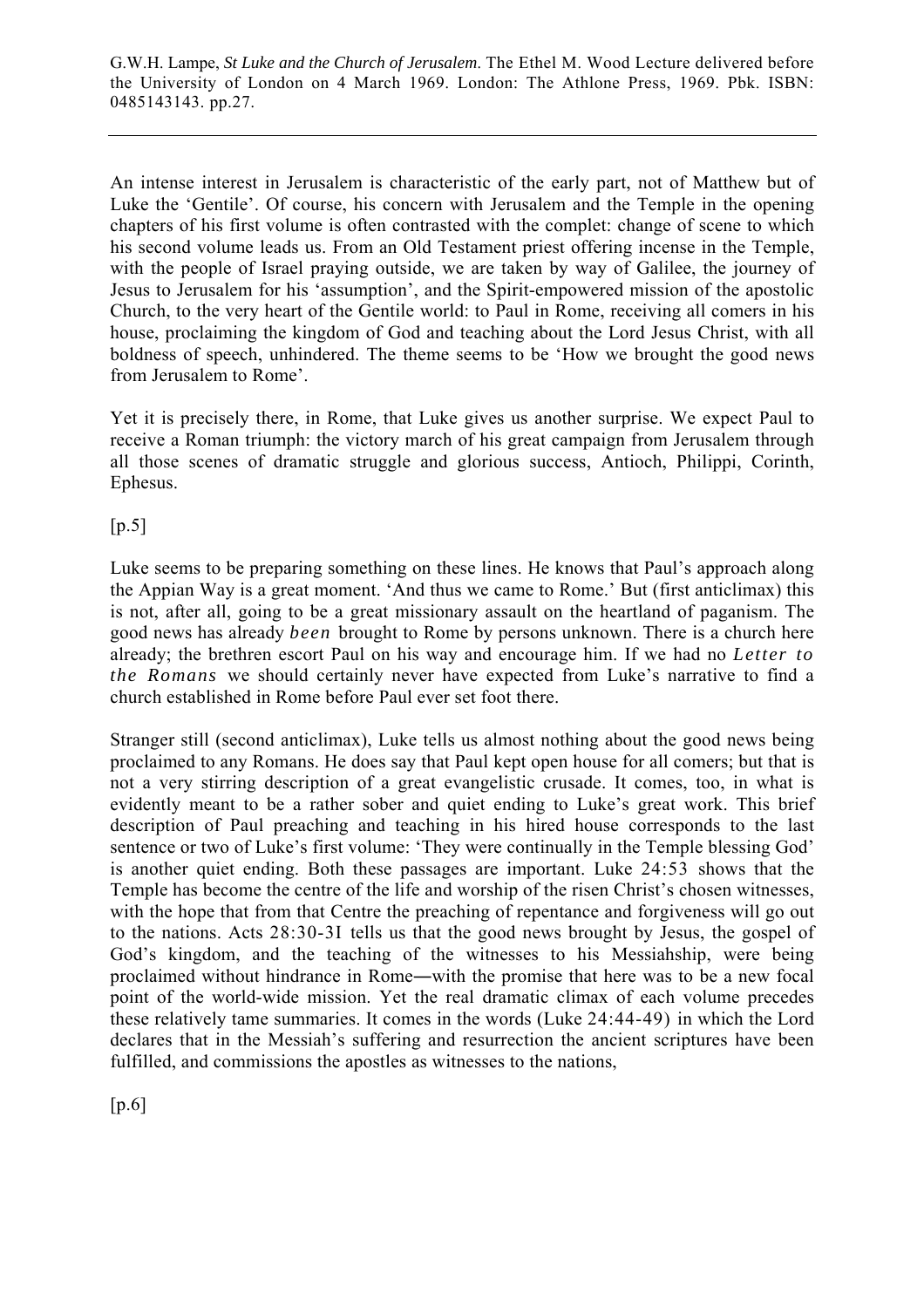An intense interest in Jerusalem is characteristic of the early part, not of Matthew but of Luke the 'Gentile'. Of course, his concern with Jerusalem and the Temple in the opening chapters of his first volume is often contrasted with the complet: change of scene to which his second volume leads us. From an Old Testament priest offering incense in the Temple, with the people of Israel praying outside, we are taken by way of Galilee, the journey of Jesus to Jerusalem for his 'assumption', and the Spirit-empowered mission of the apostolic Church, to the very heart of the Gentile world: to Paul in Rome, receiving all comers in his house, proclaiming the kingdom of God and teaching about the Lord Jesus Christ, with all boldness of speech, unhindered. The theme seems to be 'How we brought the good news from Jerusalem to Rome'.

Yet it is precisely there, in Rome, that Luke gives us another surprise. We expect Paul to receive a Roman triumph: the victory march of his great campaign from Jerusalem through all those scenes of dramatic struggle and glorious success, Antioch, Philippi, Corinth, Ephesus.

[p.5]

Luke seems to be preparing something on these lines. He knows that Paul's approach along the Appian Way is a great moment. 'And thus we came to Rome.' But (first anticlimax) this is not, after all, going to be a great missionary assault on the heartland of paganism. The good news has already *been* brought to Rome by persons unknown. There is a church here already; the brethren escort Paul on his way and encourage him. If we had no *Letter to the Romans* we should certainly never have expected from Luke's narrative to find a church established in Rome before Paul ever set foot there.

Stranger still (second anticlimax), Luke tells us almost nothing about the good news being proclaimed to any Romans. He does say that Paul kept open house for all comers; but that is not a very stirring description of a great evangelistic crusade. It comes, too, in what is evidently meant to be a rather sober and quiet ending to Luke's great work. This brief description of Paul preaching and teaching in his hired house corresponds to the last sentence or two of Luke's first volume: 'They were continually in the Temple blessing God' is another quiet ending. Both these passages are important. Luke 24:53 shows that the Temple has become the centre of the life and worship of the risen Christ's chosen witnesses, with the hope that from that Centre the preaching of repentance and forgiveness will go out to the nations. Acts 28:30-3I tells us that the good news brought by Jesus, the gospel of God's kingdom, and the teaching of the witnesses to his Messiahship, were being proclaimed without hindrance in Rome―with the promise that here was to be a new focal point of the world-wide mission. Yet the real dramatic climax of each volume precedes these relatively tame summaries. It comes in the words (Luke 24:44-49) in which the Lord declares that in the Messiah's suffering and resurrection the ancient scriptures have been fulfilled, and commissions the apostles as witnesses to the nations,

[p.6]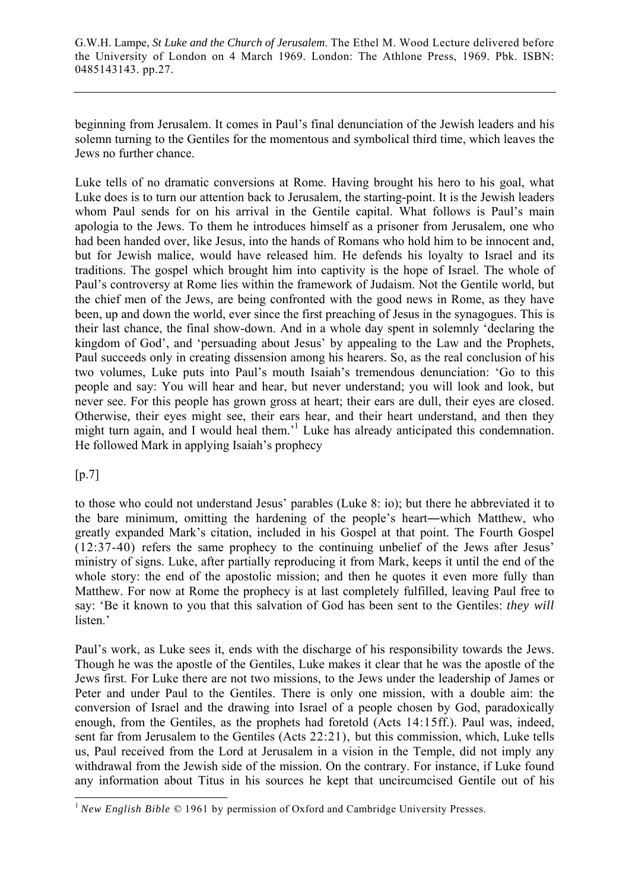beginning from Jerusalem. It comes in Paul's final denunciation of the Jewish leaders and his solemn turning to the Gentiles for the momentous and symbolical third time, which leaves the Jews no further chance.

Luke tells of no dramatic conversions at Rome. Having brought his hero to his goal, what Luke does is to turn our attention back to Jerusalem, the starting-point. It is the Jewish leaders whom Paul sends for on his arrival in the Gentile capital. What follows is Paul's main apologia to the Jews. To them he introduces himself as a prisoner from Jerusalem, one who had been handed over, like Jesus, into the hands of Romans who hold him to be innocent and, but for Jewish malice, would have released him. He defends his loyalty to Israel and its traditions. The gospel which brought him into captivity is the hope of Israel. The whole of Paul's controversy at Rome lies within the framework of Judaism. Not the Gentile world, but the chief men of the Jews, are being confronted with the good news in Rome, as they have been, up and down the world, ever since the first preaching of Jesus in the synagogues. This is their last chance, the final show-down. And in a whole day spent in solemnly 'declaring the kingdom of God', and 'persuading about Jesus' by appealing to the Law and the Prophets, Paul succeeds only in creating dissension among his hearers. So, as the real conclusion of his two volumes, Luke puts into Paul's mouth Isaiah's tremendous denunciation: 'Go to this people and say: You will hear and hear, but never understand; you will look and look, but never see. For this people has grown gross at heart; their ears are dull, their eyes are closed. Otherwise, their eyes might see, their ears hear, and their heart understand, and then they might turn again, and I would heal them.'[1] Luke has already anticipated this condemnation. He followed Mark in applying Isaiah's prophecy

[p.7]

to those who could not understand Jesus' parables (Luke 8: io); but there he abbreviated it to the bare minimum, omitting the hardening of the people's heart―which Matthew, who greatly expanded Mark's citation, included in his Gospel at that point. The Fourth Gospel (12:37-40) refers the same prophecy to the continuing unbelief of the Jews after Jesus' ministry of signs. Luke, after partially reproducing it from Mark, keeps it until the end of the whole story: the end of the apostolic mission; and then he quotes it even more fully than Matthew. For now at Rome the prophecy is at last completely fulfilled, leaving Paul free to say: 'Be it known to you that this salvation of God has been sent to the Gentiles: *they will* listen.'

Paul's work, as Luke sees it, ends with the discharge of his responsibility towards the Jews. Though he was the apostle of the Gentiles, Luke makes it clear that he was the apostle of the Jews first. For Luke there are not two missions, to the Jews under the leadership of James or Peter and under Paul to the Gentiles. There is only one mission, with a double aim: the conversion of Israel and the drawing into Israel of a people chosen by God, paradoxically enough, from the Gentiles, as the prophets had foretold (Acts 14:15ff.). Paul was, indeed, sent far from Jerusalem to the Gentiles (Acts 22:21), but this commission, which, Luke tells us, Paul received from the Lord at Jerusalem in a vision in the Temple, did not imply any withdrawal from the Jewish side of the mission. On the contrary. For instance, if Luke found any information about Titus in his sources he kept that uncircumcised Gentile out of his

---

[1] *New English Bible* © 1961 by permission of Oxford and Cambridge University Presses.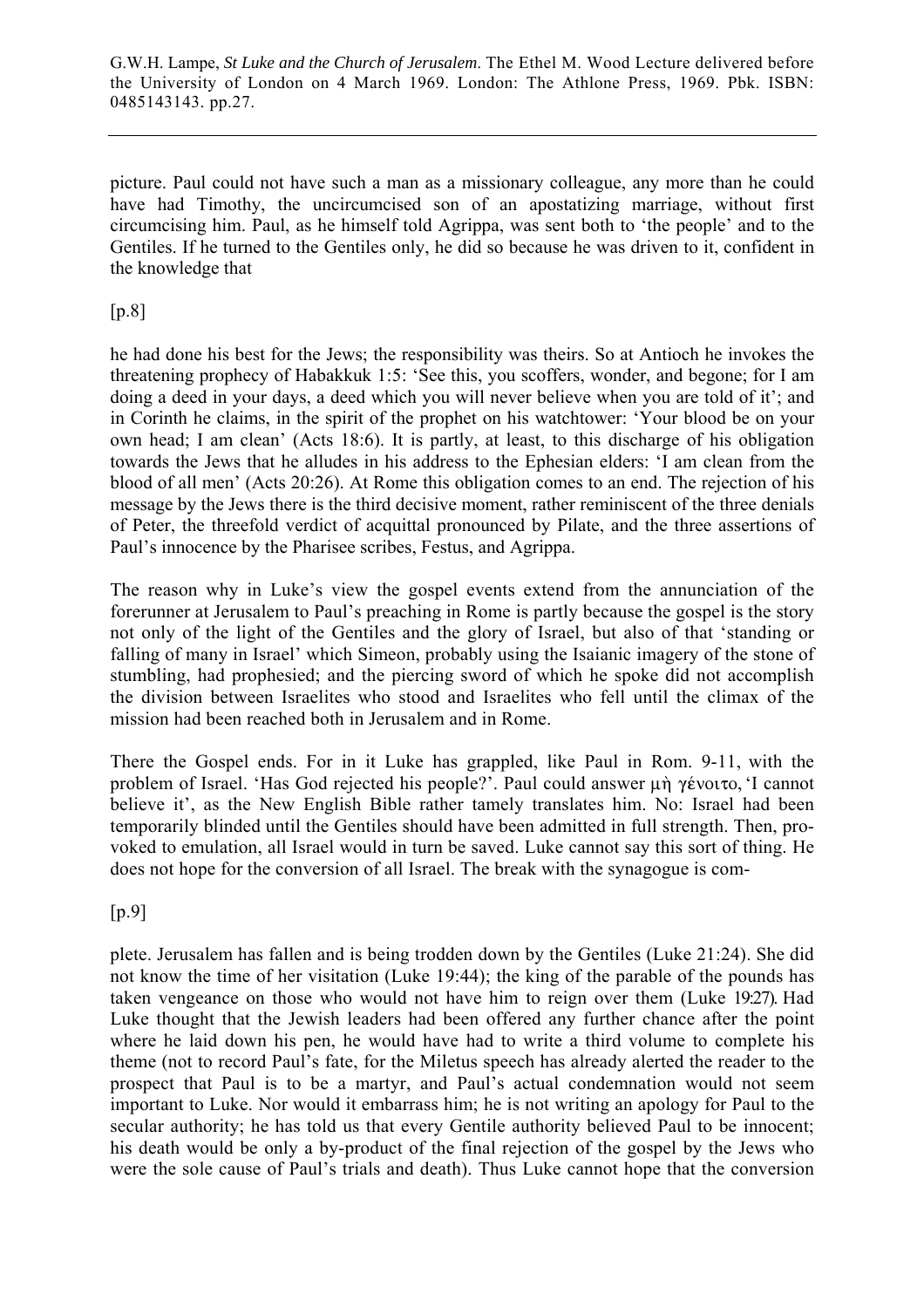picture. Paul could not have such a man as a missionary colleague, any more than he could have had Timothy, the uncircumcised son of an apostatizing marriage, without first circumcising him. Paul, as he himself told Agrippa, was sent both to 'the people' and to the Gentiles. If he turned to the Gentiles only, he did so because he was driven to it, confident in the knowledge that

[p.8]

he had done his best for the Jews; the responsibility was theirs. So at Antioch he invokes the threatening prophecy of Habakkuk 1:5: 'See this, you scoffers, wonder, and begone; for I am doing a deed in your days, a deed which you will never believe when you are told of it'; and in Corinth he claims, in the spirit of the prophet on his watchtower: 'Your blood be on your own head; I am clean' (Acts 18:6). It is partly, at least, to this discharge of his obligation towards the Jews that he alludes in his address to the Ephesian elders: 'I am clean from the blood of all men' (Acts 20:26). At Rome this obligation comes to an end. The rejection of his message by the Jews there is the third decisive moment, rather reminiscent of the three denials of Peter, the threefold verdict of acquittal pronounced by Pilate, and the three assertions of Paul's innocence by the Pharisee scribes, Festus, and Agrippa.

The reason why in Luke's view the gospel events extend from the annunciation of the forerunner at Jerusalem to Paul's preaching in Rome is partly because the gospel is the story not only of the light of the Gentiles and the glory of Israel, but also of that 'standing or falling of many in Israel' which Simeon, probably using the Isaianic imagery of the stone of stumbling, had prophesied; and the piercing sword of which he spoke did not accomplish the division between Israelites who stood and Israelites who fell until the climax of the mission had been reached both in Jerusalem and in Rome.

There the Gospel ends. For in it Luke has grappled, like Paul in Rom. 9-11, with the problem of Israel. 'Has God rejected his people?'. Paul could answer μὴ γένοιτο, 'I cannot believe it', as the New English Bible rather tamely translates him. No: Israel had been temporarily blinded until the Gentiles should have been admitted in full strength. Then, provoked to emulation, all Israel would in turn be saved. Luke cannot say this sort of thing. He does not hope for the conversion of all Israel. The break with the synagogue is com-

[p.9]

plete. Jerusalem has fallen and is being trodden down by the Gentiles (Luke 21:24). She did not know the time of her visitation (Luke 19:44); the king of the parable of the pounds has taken vengeance on those who would not have him to reign over them (Luke 19:27). Had Luke thought that the Jewish leaders had been offered any further chance after the point where he laid down his pen, he would have had to write a third volume to complete his theme (not to record Paul's fate, for the Miletus speech has already alerted the reader to the prospect that Paul is to be a martyr, and Paul's actual condemnation would not seem important to Luke. Nor would it embarrass him; he is not writing an apology for Paul to the secular authority; he has told us that every Gentile authority believed Paul to be innocent; his death would be only a by-product of the final rejection of the gospel by the Jews who were the sole cause of Paul's trials and death). Thus Luke cannot hope that the conversion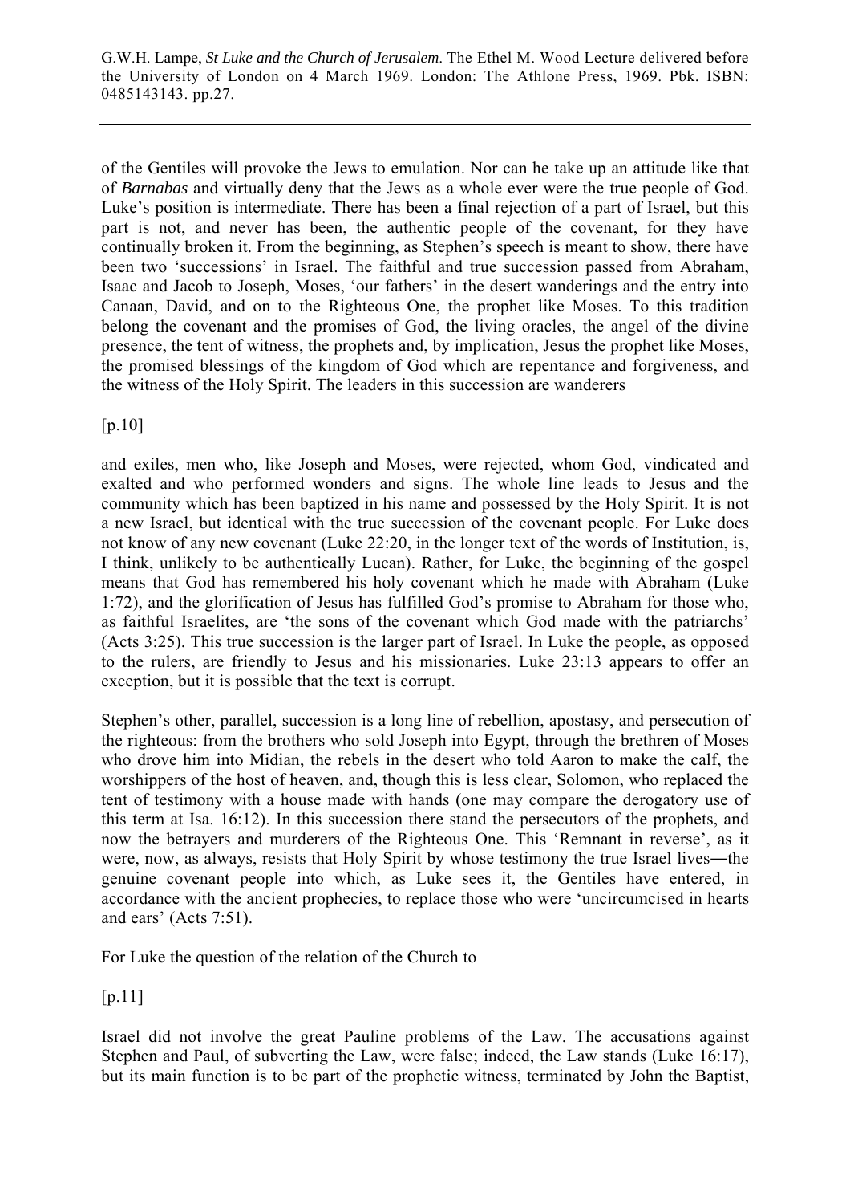of the Gentiles will provoke the Jews to emulation. Nor can he take up an attitude like that of *Barnabas* and virtually deny that the Jews as a whole ever were the true people of God. Luke's position is intermediate. There has been a final rejection of a part of Israel, but this part is not, and never has been, the authentic people of the covenant, for they have continually broken it. From the beginning, as Stephen's speech is meant to show, there have been two 'successions' in Israel. The faithful and true succession passed from Abraham, Isaac and Jacob to Joseph, Moses, 'our fathers' in the desert wanderings and the entry into Canaan, David, and on to the Righteous One, the prophet like Moses. To this tradition belong the covenant and the promises of God, the living oracles, the angel of the divine presence, the tent of witness, the prophets and, by implication, Jesus the prophet like Moses, the promised blessings of the kingdom of God which are repentance and forgiveness, and the witness of the Holy Spirit. The leaders in this succession are wanderers

[p.10]

and exiles, men who, like Joseph and Moses, were rejected, whom God, vindicated and exalted and who performed wonders and signs. The whole line leads to Jesus and the community which has been baptized in his name and possessed by the Holy Spirit. It is not a new Israel, but identical with the true succession of the covenant people. For Luke does not know of any new covenant (Luke 22:20, in the longer text of the words of Institution, is, I think, unlikely to be authentically Lucan). Rather, for Luke, the beginning of the gospel means that God has remembered his holy covenant which he made with Abraham (Luke 1:72), and the glorification of Jesus has fulfilled God's promise to Abraham for those who, as faithful Israelites, are 'the sons of the covenant which God made with the patriarchs' (Acts 3:25). This true succession is the larger part of Israel. In Luke the people, as opposed to the rulers, are friendly to Jesus and his missionaries. Luke 23:13 appears to offer an exception, but it is possible that the text is corrupt.

Stephen's other, parallel, succession is a long line of rebellion, apostasy, and persecution of the righteous: from the brothers who sold Joseph into Egypt, through the brethren of Moses who drove him into Midian, the rebels in the desert who told Aaron to make the calf, the worshippers of the host of heaven, and, though this is less clear, Solomon, who replaced the tent of testimony with a house made with hands (one may compare the derogatory use of this term at Isa. 16:12). In this succession there stand the persecutors of the prophets, and now the betrayers and murderers of the Righteous One. This 'Remnant in reverse', as it were, now, as always, resists that Holy Spirit by whose testimony the true Israel lives—the genuine covenant people into which, as Luke sees it, the Gentiles have entered, in accordance with the ancient prophecies, to replace those who were 'uncircumcised in hearts and ears' (Acts 7:51).

For Luke the question of the relation of the Church to

[p.11]

Israel did not involve the great Pauline problems of the Law. The accusations against Stephen and Paul, of subverting the Law, were false; indeed, the Law stands (Luke 16:17), but its main function is to be part of the prophetic witness, terminated by John the Baptist,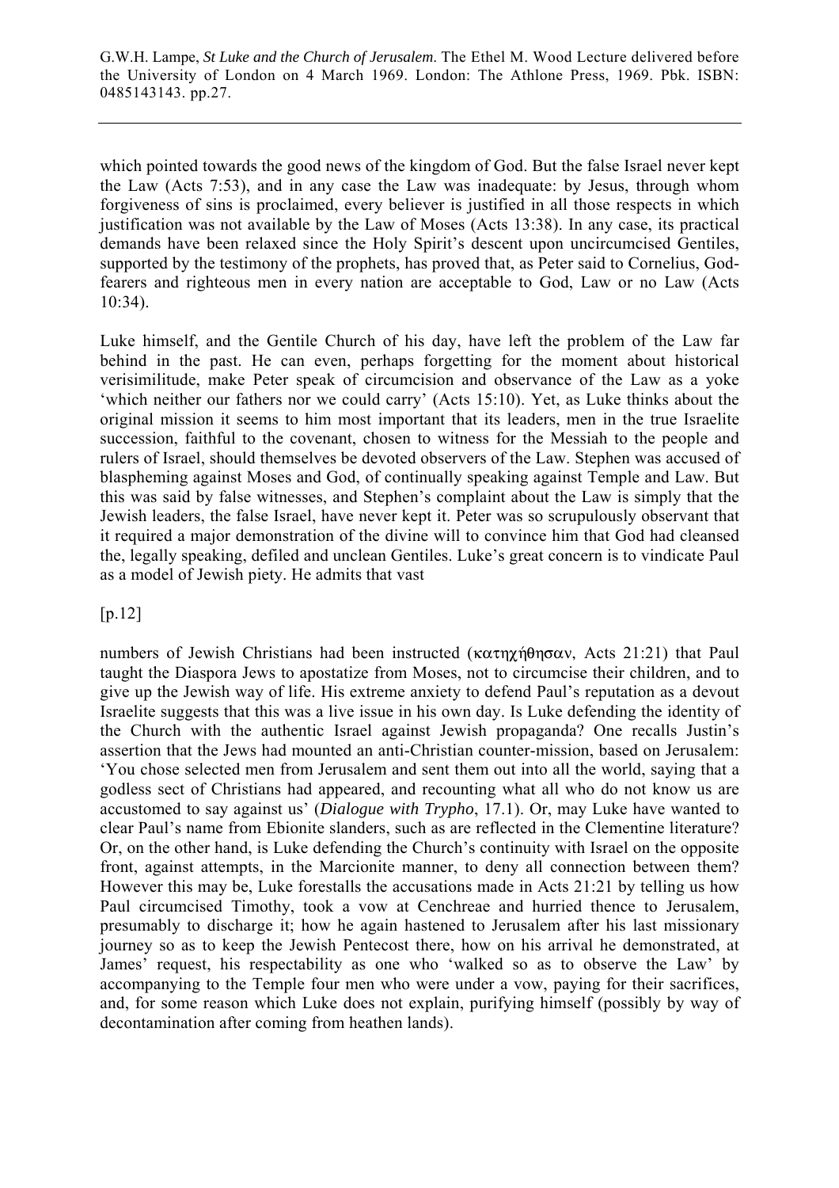which pointed towards the good news of the kingdom of God. But the false Israel never kept the Law (Acts 7:53), and in any case the Law was inadequate: by Jesus, through whom forgiveness of sins is proclaimed, every believer is justified in all those respects in which justification was not available by the Law of Moses (Acts 13:38). In any case, its practical demands have been relaxed since the Holy Spirit's descent upon uncircumcised Gentiles, supported by the testimony of the prophets, has proved that, as Peter said to Cornelius, God-fearers and righteous men in every nation are acceptable to God, Law or no Law (Acts 10:34).

Luke himself, and the Gentile Church of his day, have left the problem of the Law far behind in the past. He can even, perhaps forgetting for the moment about historical verisimilitude, make Peter speak of circumcision and observance of the Law as a yoke 'which neither our fathers nor we could carry' (Acts 15:10). Yet, as Luke thinks about the original mission it seems to him most important that its leaders, men in the true Israelite succession, faithful to the covenant, chosen to witness for the Messiah to the people and rulers of Israel, should themselves be devoted observers of the Law. Stephen was accused of blaspheming against Moses and God, of continually speaking against Temple and Law. But this was said by false witnesses, and Stephen's complaint about the Law is simply that the Jewish leaders, the false Israel, have never kept it. Peter was so scrupulously observant that it required a major demonstration of the divine will to convince him that God had cleansed the, legally speaking, defiled and unclean Gentiles. Luke's great concern is to vindicate Paul as a model of Jewish piety. He admits that vast

[p.12]

numbers of Jewish Christians had been instructed (κατηχήθησαν, Acts 21:21) that Paul taught the Diaspora Jews to apostatize from Moses, not to circumcise their children, and to give up the Jewish way of life. His extreme anxiety to defend Paul's reputation as a devout Israelite suggests that this was a live issue in his own day. Is Luke defending the identity of the Church with the authentic Israel against Jewish propaganda? One recalls Justin's assertion that the Jews had mounted an anti-Christian counter-mission, based on Jerusalem: 'You chose selected men from Jerusalem and sent them out into all the world, saying that a godless sect of Christians had appeared, and recounting what all who do not know us are accustomed to say against us' (*Dialogue with Trypho*, 17.1). Or, may Luke have wanted to clear Paul's name from Ebionite slanders, such as are reflected in the Clementine literature? Or, on the other hand, is Luke defending the Church's continuity with Israel on the opposite front, against attempts, in the Marcionite manner, to deny all connection between them? However this may be, Luke forestalls the accusations made in Acts 21:21 by telling us how Paul circumcised Timothy, took a vow at Cenchreae and hurried thence to Jerusalem, presumably to discharge it; how he again hastened to Jerusalem after his last missionary journey so as to keep the Jewish Pentecost there, how on his arrival he demonstrated, at James' request, his respectability as one who 'walked so as to observe the Law' by accompanying to the Temple four men who were under a vow, paying for their sacrifices, and, for some reason which Luke does not explain, purifying himself (possibly by way of decontamination after coming from heathen lands).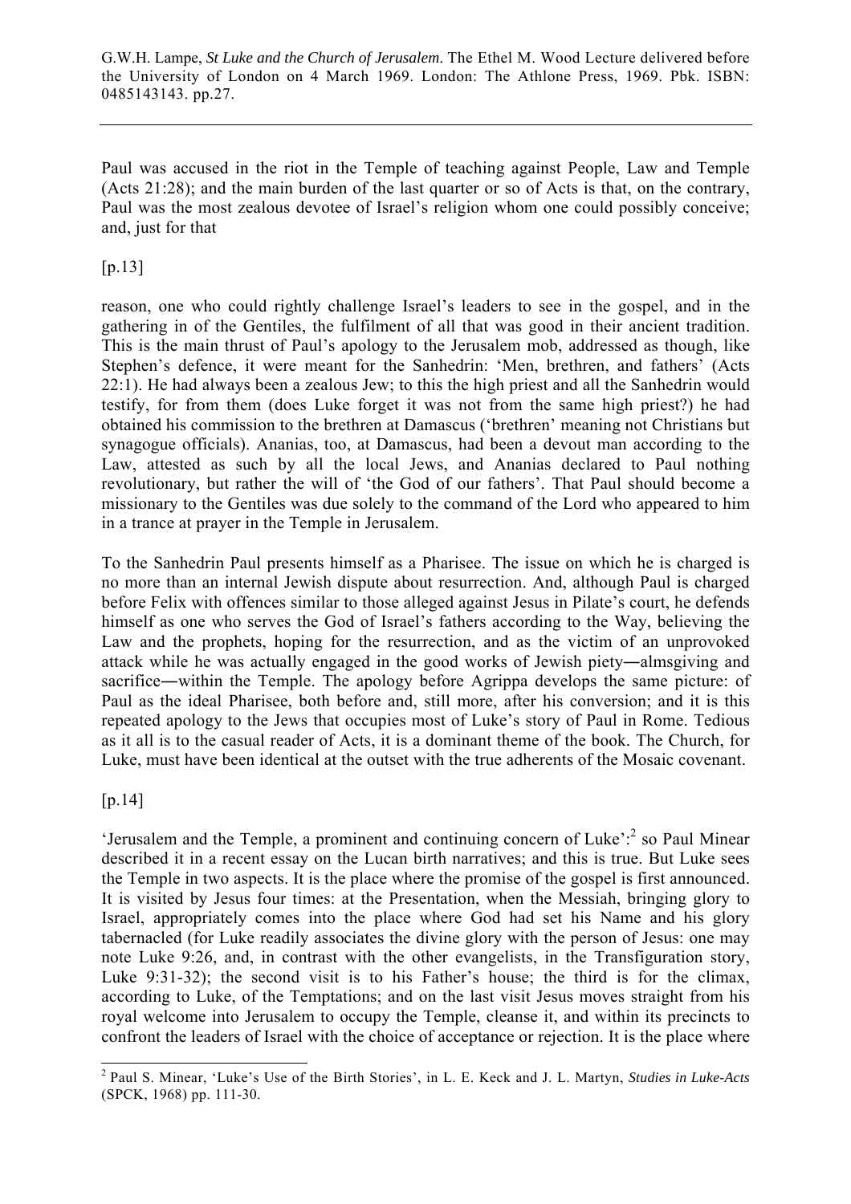Paul was accused in the riot in the Temple of teaching against People, Law and Temple (Acts 21:28); and the main burden of the last quarter or so of Acts is that, on the contrary, Paul was the most zealous devotee of Israel's religion whom one could possibly conceive; and, just for that

[p.13]

reason, one who could rightly challenge Israel's leaders to see in the gospel, and in the gathering in of the Gentiles, the fulfilment of all that was good in their ancient tradition. This is the main thrust of Paul's apology to the Jerusalem mob, addressed as though, like Stephen's defence, it were meant for the Sanhedrin: 'Men, brethren, and fathers' (Acts 22:1). He had always been a zealous Jew; to this the high priest and all the Sanhedrin would testify, for from them (does Luke forget it was not from the same high priest?) he had obtained his commission to the brethren at Damascus ('brethren' meaning not Christians but synagogue officials). Ananias, too, at Damascus, had been a devout man according to the Law, attested as such by all the local Jews, and Ananias declared to Paul nothing revolutionary, but rather the will of 'the God of our fathers'. That Paul should become a missionary to the Gentiles was due solely to the command of the Lord who appeared to him in a trance at prayer in the Temple in Jerusalem.

To the Sanhedrin Paul presents himself as a Pharisee. The issue on which he is charged is no more than an internal Jewish dispute about resurrection. And, although Paul is charged before Felix with offences similar to those alleged against Jesus in Pilate's court, he defends himself as one who serves the God of Israel's fathers according to the Way, believing the Law and the prophets, hoping for the resurrection, and as the victim of an unprovoked attack while he was actually engaged in the good works of Jewish piety―almsgiving and sacrifice―within the Temple. The apology before Agrippa develops the same picture: of Paul as the ideal Pharisee, both before and, still more, after his conversion; and it is this repeated apology to the Jews that occupies most of Luke's story of Paul in Rome. Tedious as it all is to the casual reader of Acts, it is a dominant theme of the book. The Church, for Luke, must have been identical at the outset with the true adherents of the Mosaic covenant.

[p.14]

'Jerusalem and the Temple, a prominent and continuing concern of Luke':[2] so Paul Minear described it in a recent essay on the Lucan birth narratives; and this is true. But Luke sees the Temple in two aspects. It is the place where the promise of the gospel is first announced. It is visited by Jesus four times: at the Presentation, when the Messiah, bringing glory to Israel, appropriately comes into the place where God had set his Name and his glory tabernacled (for Luke readily associates the divine glory with the person of Jesus: one may note Luke 9:26, and, in contrast with the other evangelists, in the Transfiguration story, Luke 9:31-32); the second visit is to his Father's house; the third is for the climax, according to Luke, of the Temptations; and on the last visit Jesus moves straight from his royal welcome into Jerusalem to occupy the Temple, cleanse it, and within its precincts to confront the leaders of Israel with the choice of acceptance or rejection. It is the place where

---

[2] Paul S. Minear, 'Luke's Use of the Birth Stories', in L. E. Keck and J. L. Martyn, *Studies in Luke-Acts* (SPCK, 1968) pp. 111-30.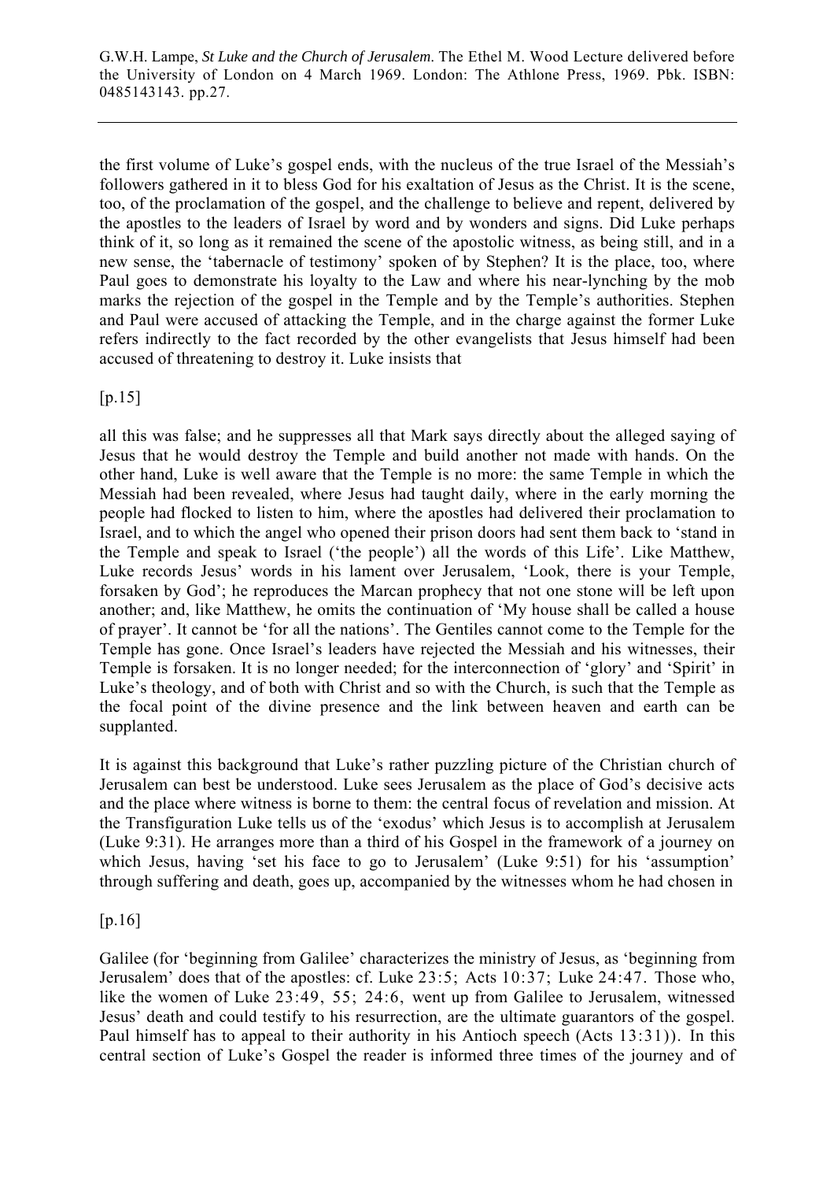the first volume of Luke's gospel ends, with the nucleus of the true Israel of the Messiah's followers gathered in it to bless God for his exaltation of Jesus as the Christ. It is the scene, too, of the proclamation of the gospel, and the challenge to believe and repent, delivered by the apostles to the leaders of Israel by word and by wonders and signs. Did Luke perhaps think of it, so long as it remained the scene of the apostolic witness, as being still, and in a new sense, the 'tabernacle of testimony' spoken of by Stephen? It is the place, too, where Paul goes to demonstrate his loyalty to the Law and where his near-lynching by the mob marks the rejection of the gospel in the Temple and by the Temple's authorities. Stephen and Paul were accused of attacking the Temple, and in the charge against the former Luke refers indirectly to the fact recorded by the other evangelists that Jesus himself had been accused of threatening to destroy it. Luke insists that

[p.15]

all this was false; and he suppresses all that Mark says directly about the alleged saying of Jesus that he would destroy the Temple and build another not made with hands. On the other hand, Luke is well aware that the Temple is no more: the same Temple in which the Messiah had been revealed, where Jesus had taught daily, where in the early morning the people had flocked to listen to him, where the apostles had delivered their proclamation to Israel, and to which the angel who opened their prison doors had sent them back to 'stand in the Temple and speak to Israel ('the people') all the words of this Life'. Like Matthew, Luke records Jesus' words in his lament over Jerusalem, 'Look, there is your Temple, forsaken by God'; he reproduces the Marcan prophecy that not one stone will be left upon another; and, like Matthew, he omits the continuation of 'My house shall be called a house of prayer'. It cannot be 'for all the nations'. The Gentiles cannot come to the Temple for the Temple has gone. Once Israel's leaders have rejected the Messiah and his witnesses, their Temple is forsaken. It is no longer needed; for the interconnection of 'glory' and 'Spirit' in Luke's theology, and of both with Christ and so with the Church, is such that the Temple as the focal point of the divine presence and the link between heaven and earth can be supplanted.

It is against this background that Luke's rather puzzling picture of the Christian church of Jerusalem can best be understood. Luke sees Jerusalem as the place of God's decisive acts and the place where witness is borne to them: the central focus of revelation and mission. At the Transfiguration Luke tells us of the 'exodus' which Jesus is to accomplish at Jerusalem (Luke 9:31). He arranges more than a third of his Gospel in the framework of a journey on which Jesus, having 'set his face to go to Jerusalem' (Luke 9:51) for his 'assumption' through suffering and death, goes up, accompanied by the witnesses whom he had chosen in

[p.16]

Galilee (for 'beginning from Galilee' characterizes the ministry of Jesus, as 'beginning from Jerusalem' does that of the apostles: cf. Luke 23:5; Acts 10:37; Luke 24:47. Those who, like the women of Luke 23:49, 55; 24:6, went up from Galilee to Jerusalem, witnessed Jesus' death and could testify to his resurrection, are the ultimate guarantors of the gospel. Paul himself has to appeal to their authority in his Antioch speech (Acts 13:31)). In this central section of Luke's Gospel the reader is informed three times of the journey and of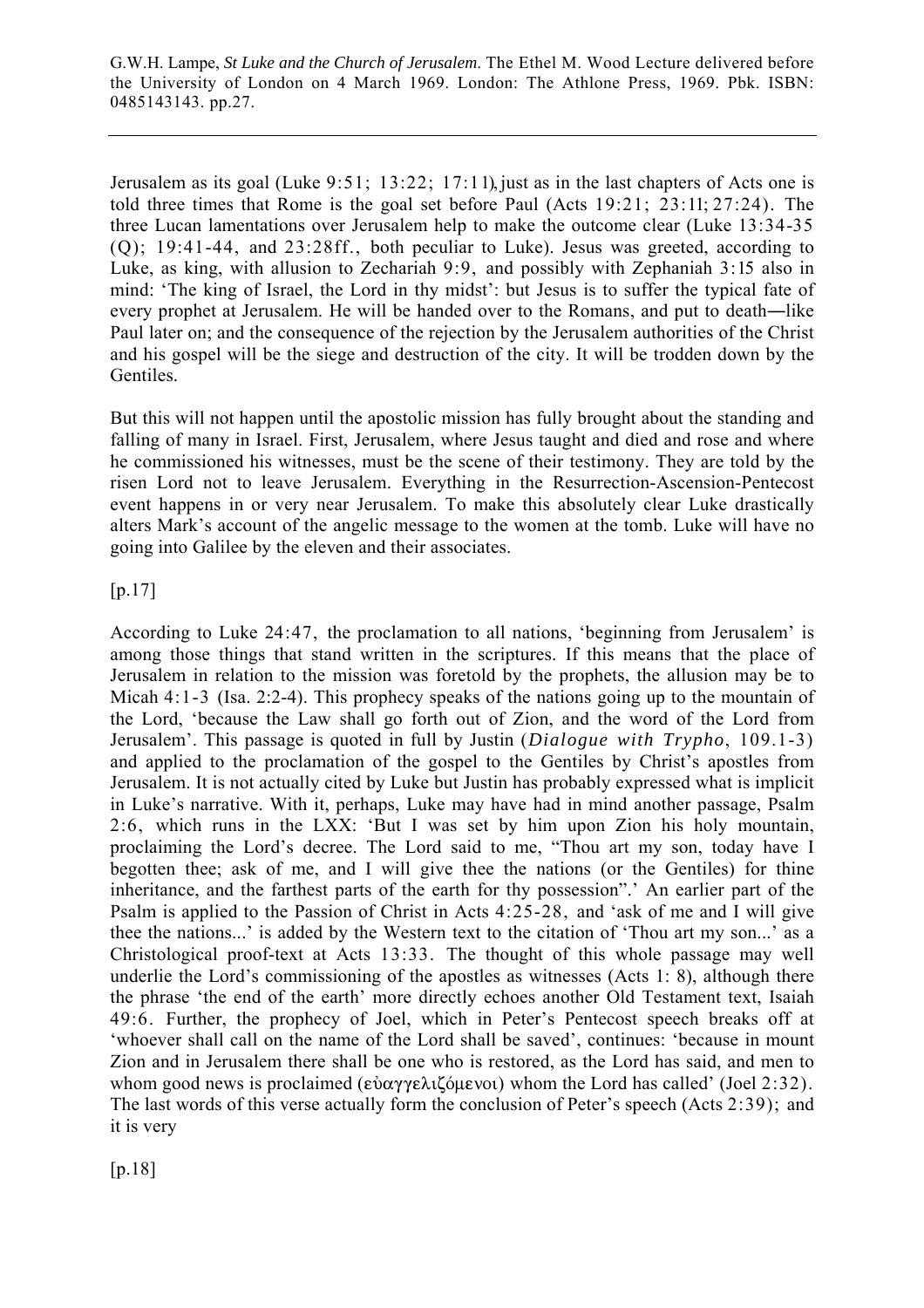Jerusalem as its goal (Luke 9:51; 13:22; 17:11), just as in the last chapters of Acts one is told three times that Rome is the goal set before Paul (Acts 19:21; 23:11; 27:24). The three Lucan lamentations over Jerusalem help to make the outcome clear (Luke 13:34-35 (Q); 19:41-44, and 23:28ff., both peculiar to Luke). Jesus was greeted, according to Luke, as king, with allusion to Zechariah 9:9, and possibly with Zephaniah 3:15 also in mind: 'The king of Israel, the Lord in thy midst': but Jesus is to suffer the typical fate of every prophet at Jerusalem. He will be handed over to the Romans, and put to death―like Paul later on; and the consequence of the rejection by the Jerusalem authorities of the Christ and his gospel will be the siege and destruction of the city. It will be trodden down by the Gentiles.

But this will not happen until the apostolic mission has fully brought about the standing and falling of many in Israel. First, Jerusalem, where Jesus taught and died and rose and where he commissioned his witnesses, must be the scene of their testimony. They are told by the risen Lord not to leave Jerusalem. Everything in the Resurrection-Ascension-Pentecost event happens in or very near Jerusalem. To make this absolutely clear Luke drastically alters Mark's account of the angelic message to the women at the tomb. Luke will have no going into Galilee by the eleven and their associates.

[p.17]

According to Luke 24:47, the proclamation to all nations, 'beginning from Jerusalem' is among those things that stand written in the scriptures. If this means that the place of Jerusalem in relation to the mission was foretold by the prophets, the allusion may be to Micah 4:1-3 (Isa. 2:2-4). This prophecy speaks of the nations going up to the mountain of the Lord, 'because the Law shall go forth out of Zion, and the word of the Lord from Jerusalem'. This passage is quoted in full by Justin (*Dialogue with Trypho*, 109.1-3) and applied to the proclamation of the gospel to the Gentiles by Christ's apostles from Jerusalem. It is not actually cited by Luke but Justin has probably expressed what is implicit in Luke's narrative. With it, perhaps, Luke may have had in mind another passage, Psalm 2:6, which runs in the LXX: 'But I was set by him upon Zion his holy mountain, proclaiming the Lord's decree. The Lord said to me, "Thou art my son, today have I begotten thee; ask of me, and I will give thee the nations (or the Gentiles) for thine inheritance, and the farthest parts of the earth for thy possession".' An earlier part of the Psalm is applied to the Passion of Christ in Acts 4:25-28, and 'ask of me and I will give thee the nations...' is added by the Western text to the citation of 'Thou art my son...' as a Christological proof-text at Acts 13:33. The thought of this whole passage may well underlie the Lord's commissioning of the apostles as witnesses (Acts 1: 8), although there the phrase 'the end of the earth' more directly echoes another Old Testament text, Isaiah 49:6. Further, the prophecy of Joel, which in Peter's Pentecost speech breaks off at 'whoever shall call on the name of the Lord shall be saved', continues: 'because in mount Zion and in Jerusalem there shall be one who is restored, as the Lord has said, and men to whom good news is proclaimed (εὐαγγελιζόμενοι) whom the Lord has called' (Joel 2:32). The last words of this verse actually form the conclusion of Peter's speech (Acts 2:39); and it is very

[p.18]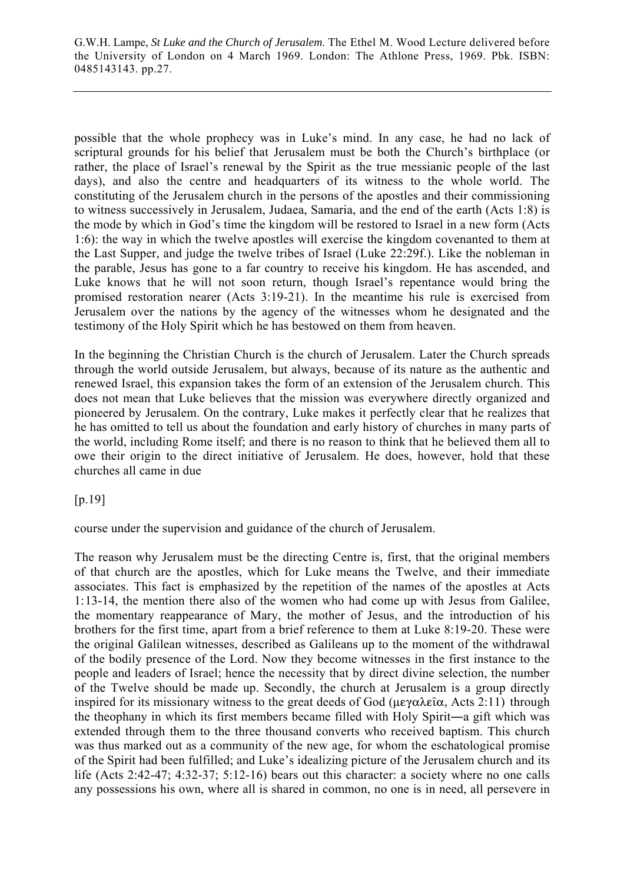possible that the whole prophecy was in Luke's mind. In any case, he had no lack of scriptural grounds for his belief that Jerusalem must be both the Church's birthplace (or rather, the place of Israel's renewal by the Spirit as the true messianic people of the last days), and also the centre and headquarters of its witness to the whole world. The constituting of the Jerusalem church in the persons of the apostles and their commissioning to witness successively in Jerusalem, Judaea, Samaria, and the end of the earth (Acts 1:8) is the mode by which in God's time the kingdom will be restored to Israel in a new form (Acts 1:6): the way in which the twelve apostles will exercise the kingdom covenanted to them at the Last Supper, and judge the twelve tribes of Israel (Luke 22:29f.). Like the nobleman in the parable, Jesus has gone to a far country to receive his kingdom. He has ascended, and Luke knows that he will not soon return, though Israel's repentance would bring the promised restoration nearer (Acts 3:19-21). In the meantime his rule is exercised from Jerusalem over the nations by the agency of the witnesses whom he designated and the testimony of the Holy Spirit which he has bestowed on them from heaven.

In the beginning the Christian Church is the church of Jerusalem. Later the Church spreads through the world outside Jerusalem, but always, because of its nature as the authentic and renewed Israel, this expansion takes the form of an extension of the Jerusalem church. This does not mean that Luke believes that the mission was everywhere directly organized and pioneered by Jerusalem. On the contrary, Luke makes it perfectly clear that he realizes that he has omitted to tell us about the foundation and early history of churches in many parts of the world, including Rome itself; and there is no reason to think that he believed them all to owe their origin to the direct initiative of Jerusalem. He does, however, hold that these churches all came in due

[p.19]

course under the supervision and guidance of the church of Jerusalem.

The reason why Jerusalem must be the directing Centre is, first, that the original members of that church are the apostles, which for Luke means the Twelve, and their immediate associates. This fact is emphasized by the repetition of the names of the apostles at Acts 1:13-14, the mention there also of the women who had come up with Jesus from Galilee, the momentary reappearance of Mary, the mother of Jesus, and the introduction of his brothers for the first time, apart from a brief reference to them at Luke 8:19-20. These were the original Galilean witnesses, described as Galileans up to the moment of the withdrawal of the bodily presence of the Lord. Now they become witnesses in the first instance to the people and leaders of Israel; hence the necessity that by direct divine selection, the number of the Twelve should be made up. Secondly, the church at Jerusalem is a group directly inspired for its missionary witness to the great deeds of God (μεγαλεῖα, Acts 2:11) through the theophany in which its first members became filled with Holy Spirit—a gift which was extended through them to the three thousand converts who received baptism. This church was thus marked out as a community of the new age, for whom the eschatological promise of the Spirit had been fulfilled; and Luke's idealizing picture of the Jerusalem church and its life (Acts 2:42-47; 4:32-37; 5:12-16) bears out this character: a society where no one calls any possessions his own, where all is shared in common, no one is in need, all persevere in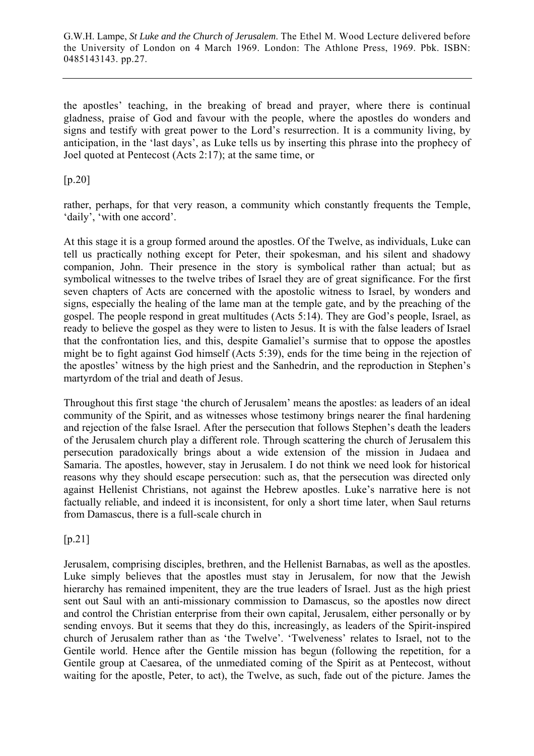the apostles' teaching, in the breaking of bread and prayer, where there is continual gladness, praise of God and favour with the people, where the apostles do wonders and signs and testify with great power to the Lord's resurrection. It is a community living, by anticipation, in the 'last days', as Luke tells us by inserting this phrase into the prophecy of Joel quoted at Pentecost (Acts 2:17); at the same time, or

[p.20]

rather, perhaps, for that very reason, a community which constantly frequents the Temple, 'daily', 'with one accord'.

At this stage it is a group formed around the apostles. Of the Twelve, as individuals, Luke can tell us practically nothing except for Peter, their spokesman, and his silent and shadowy companion, John. Their presence in the story is symbolical rather than actual; but as symbolical witnesses to the twelve tribes of Israel they are of great significance. For the first seven chapters of Acts are concerned with the apostolic witness to Israel, by wonders and signs, especially the healing of the lame man at the temple gate, and by the preaching of the gospel. The people respond in great multitudes (Acts 5:14). They are God's people, Israel, as ready to believe the gospel as they were to listen to Jesus. It is with the false leaders of Israel that the confrontation lies, and this, despite Gamaliel's surmise that to oppose the apostles might be to fight against God himself (Acts 5:39), ends for the time being in the rejection of the apostles' witness by the high priest and the Sanhedrin, and the reproduction in Stephen's martyrdom of the trial and death of Jesus.

Throughout this first stage 'the church of Jerusalem' means the apostles: as leaders of an ideal community of the Spirit, and as witnesses whose testimony brings nearer the final hardening and rejection of the false Israel. After the persecution that follows Stephen's death the leaders of the Jerusalem church play a different role. Through scattering the church of Jerusalem this persecution paradoxically brings about a wide extension of the mission in Judaea and Samaria. The apostles, however, stay in Jerusalem. I do not think we need look for historical reasons why they should escape persecution: such as, that the persecution was directed only against Hellenist Christians, not against the Hebrew apostles. Luke's narrative here is not factually reliable, and indeed it is inconsistent, for only a short time later, when Saul returns from Damascus, there is a full-scale church in

[p.21]

Jerusalem, comprising disciples, brethren, and the Hellenist Barnabas, as well as the apostles. Luke simply believes that the apostles must stay in Jerusalem, for now that the Jewish hierarchy has remained impenitent, they are the true leaders of Israel. Just as the high priest sent out Saul with an anti-missionary commission to Damascus, so the apostles now direct and control the Christian enterprise from their own capital, Jerusalem, either personally or by sending envoys. But it seems that they do this, increasingly, as leaders of the Spirit-inspired church of Jerusalem rather than as 'the Twelve'. 'Twelveness' relates to Israel, not to the Gentile world. Hence after the Gentile mission has begun (following the repetition, for a Gentile group at Caesarea, of the unmediated coming of the Spirit as at Pentecost, without waiting for the apostle, Peter, to act), the Twelve, as such, fade out of the picture. James the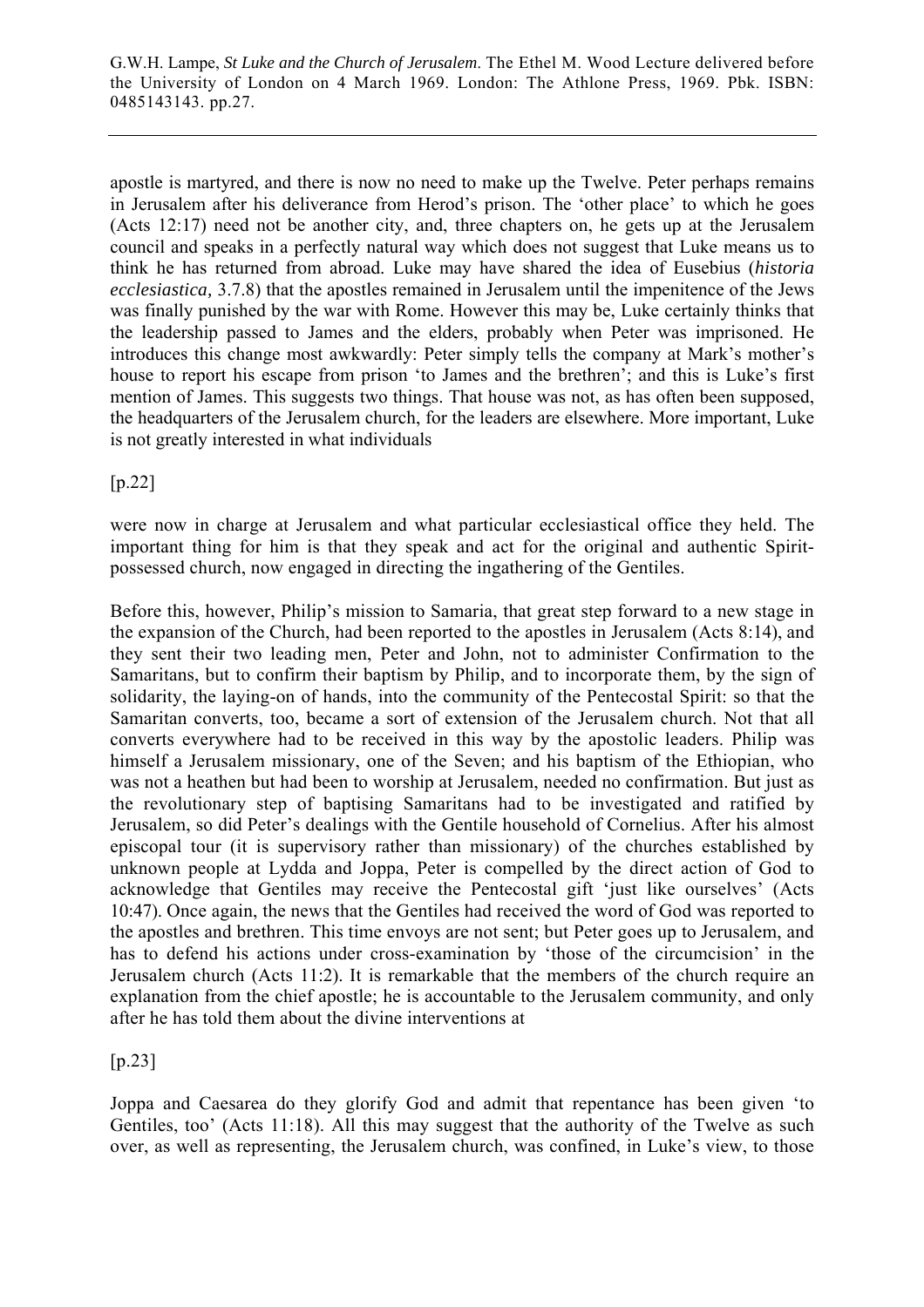apostle is martyred, and there is now no need to make up the Twelve. Peter perhaps remains in Jerusalem after his deliverance from Herod's prison. The 'other place' to which he goes (Acts 12:17) need not be another city, and, three chapters on, he gets up at the Jerusalem council and speaks in a perfectly natural way which does not suggest that Luke means us to think he has returned from abroad. Luke may have shared the idea of Eusebius (*historia ecclesiastica,* 3.7.8) that the apostles remained in Jerusalem until the impenitence of the Jews was finally punished by the war with Rome. However this may be, Luke certainly thinks that the leadership passed to James and the elders, probably when Peter was imprisoned. He introduces this change most awkwardly: Peter simply tells the company at Mark's mother's house to report his escape from prison 'to James and the brethren'; and this is Luke's first mention of James. This suggests two things. That house was not, as has often been supposed, the headquarters of the Jerusalem church, for the leaders are elsewhere. More important, Luke is not greatly interested in what individuals

[p.22]

were now in charge at Jerusalem and what particular ecclesiastical office they held. The important thing for him is that they speak and act for the original and authentic Spirit-possessed church, now engaged in directing the ingathering of the Gentiles.

Before this, however, Philip's mission to Samaria, that great step forward to a new stage in the expansion of the Church, had been reported to the apostles in Jerusalem (Acts 8:14), and they sent their two leading men, Peter and John, not to administer Confirmation to the Samaritans, but to confirm their baptism by Philip, and to incorporate them, by the sign of solidarity, the laying-on of hands, into the community of the Pentecostal Spirit: so that the Samaritan converts, too, became a sort of extension of the Jerusalem church. Not that all converts everywhere had to be received in this way by the apostolic leaders. Philip was himself a Jerusalem missionary, one of the Seven; and his baptism of the Ethiopian, who was not a heathen but had been to worship at Jerusalem, needed no confirmation. But just as the revolutionary step of baptising Samaritans had to be investigated and ratified by Jerusalem, so did Peter's dealings with the Gentile household of Cornelius. After his almost episcopal tour (it is supervisory rather than missionary) of the churches established by unknown people at Lydda and Joppa, Peter is compelled by the direct action of God to acknowledge that Gentiles may receive the Pentecostal gift 'just like ourselves' (Acts 10:47). Once again, the news that the Gentiles had received the word of God was reported to the apostles and brethren. This time envoys are not sent; but Peter goes up to Jerusalem, and has to defend his actions under cross-examination by 'those of the circumcision' in the Jerusalem church (Acts 11:2). It is remarkable that the members of the church require an explanation from the chief apostle; he is accountable to the Jerusalem community, and only after he has told them about the divine interventions at

[p.23]

Joppa and Caesarea do they glorify God and admit that repentance has been given 'to Gentiles, too' (Acts 11:18). All this may suggest that the authority of the Twelve as such over, as well as representing, the Jerusalem church, was confined, in Luke's view, to those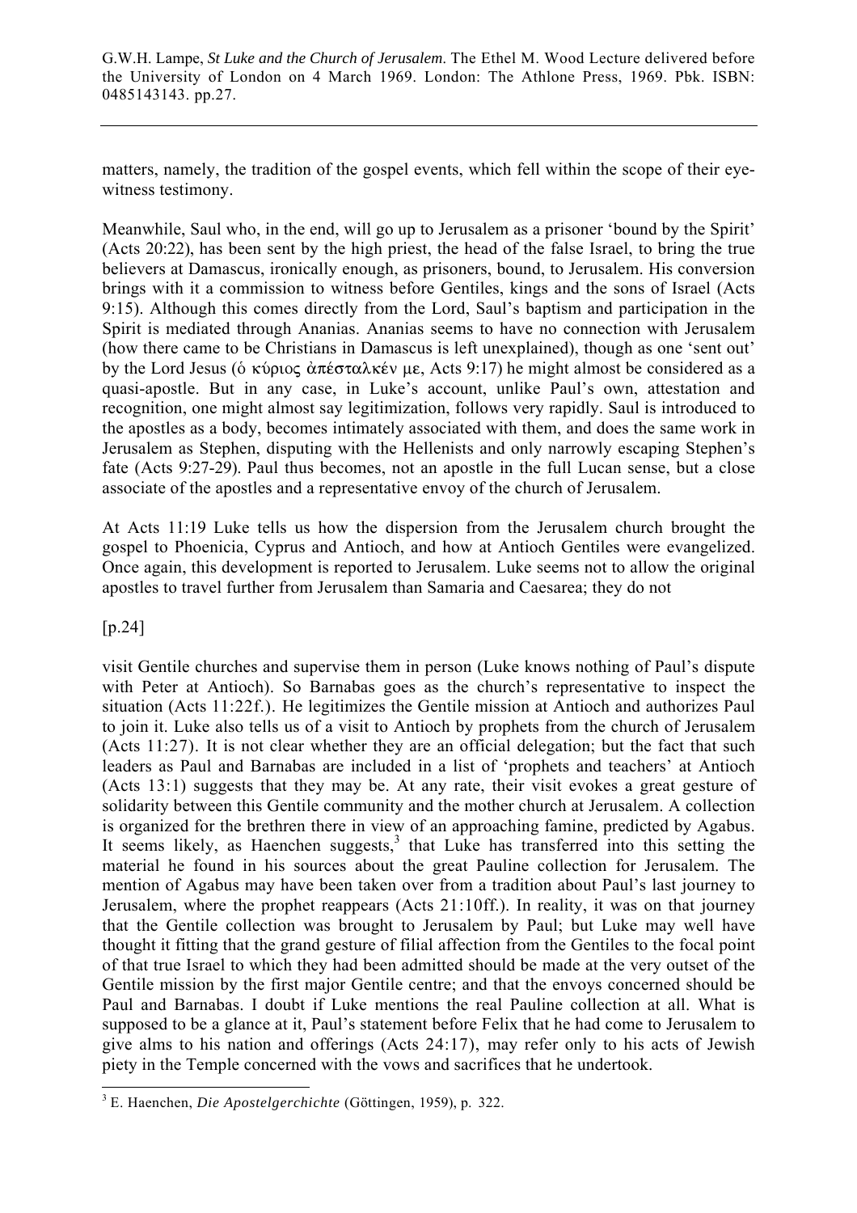matters, namely, the tradition of the gospel events, which fell within the scope of their eye-witness testimony.

Meanwhile, Saul who, in the end, will go up to Jerusalem as a prisoner 'bound by the Spirit' (Acts 20:22), has been sent by the high priest, the head of the false Israel, to bring the true believers at Damascus, ironically enough, as prisoners, bound, to Jerusalem. His conversion brings with it a commission to witness before Gentiles, kings and the sons of Israel (Acts 9:15). Although this comes directly from the Lord, Saul's baptism and participation in the Spirit is mediated through Ananias. Ananias seems to have no connection with Jerusalem (how there came to be Christians in Damascus is left unexplained), though as one 'sent out' by the Lord Jesus (ὁ κύριος ἀπέσταλκέν με, Acts 9:17) he might almost be considered as a quasi-apostle. But in any case, in Luke's account, unlike Paul's own, attestation and recognition, one might almost say legitimization, follows very rapidly. Saul is introduced to the apostles as a body, becomes intimately associated with them, and does the same work in Jerusalem as Stephen, disputing with the Hellenists and only narrowly escaping Stephen's fate (Acts 9:27-29). Paul thus becomes, not an apostle in the full Lucan sense, but a close associate of the apostles and a representative envoy of the church of Jerusalem.

At Acts 11:19 Luke tells us how the dispersion from the Jerusalem church brought the gospel to Phoenicia, Cyprus and Antioch, and how at Antioch Gentiles were evangelized. Once again, this development is reported to Jerusalem. Luke seems not to allow the original apostles to travel further from Jerusalem than Samaria and Caesarea; they do not

[p.24]

visit Gentile churches and supervise them in person (Luke knows nothing of Paul's dispute with Peter at Antioch). So Barnabas goes as the church's representative to inspect the situation (Acts 11:22f.). He legitimizes the Gentile mission at Antioch and authorizes Paul to join it. Luke also tells us of a visit to Antioch by prophets from the church of Jerusalem (Acts 11:27). It is not clear whether they are an official delegation; but the fact that such leaders as Paul and Barnabas are included in a list of 'prophets and teachers' at Antioch (Acts 13:1) suggests that they may be. At any rate, their visit evokes a great gesture of solidarity between this Gentile community and the mother church at Jerusalem. A collection is organized for the brethren there in view of an approaching famine, predicted by Agabus. It seems likely, as Haenchen suggests,[3] that Luke has transferred into this setting the material he found in his sources about the great Pauline collection for Jerusalem. The mention of Agabus may have been taken over from a tradition about Paul's last journey to Jerusalem, where the prophet reappears (Acts 21:10ff.). In reality, it was on that journey that the Gentile collection was brought to Jerusalem by Paul; but Luke may well have thought it fitting that the grand gesture of filial affection from the Gentiles to the focal point of that true Israel to which they had been admitted should be made at the very outset of the Gentile mission by the first major Gentile centre; and that the envoys concerned should be Paul and Barnabas. I doubt if Luke mentions the real Pauline collection at all. What is supposed to be a glance at it, Paul's statement before Felix that he had come to Jerusalem to give alms to his nation and offerings (Acts 24:17), may refer only to his acts of Jewish piety in the Temple concerned with the vows and sacrifices that he undertook.

---

[3] E. Haenchen, *Die Apostelgerchichte* (Göttingen, 1959), p. 322.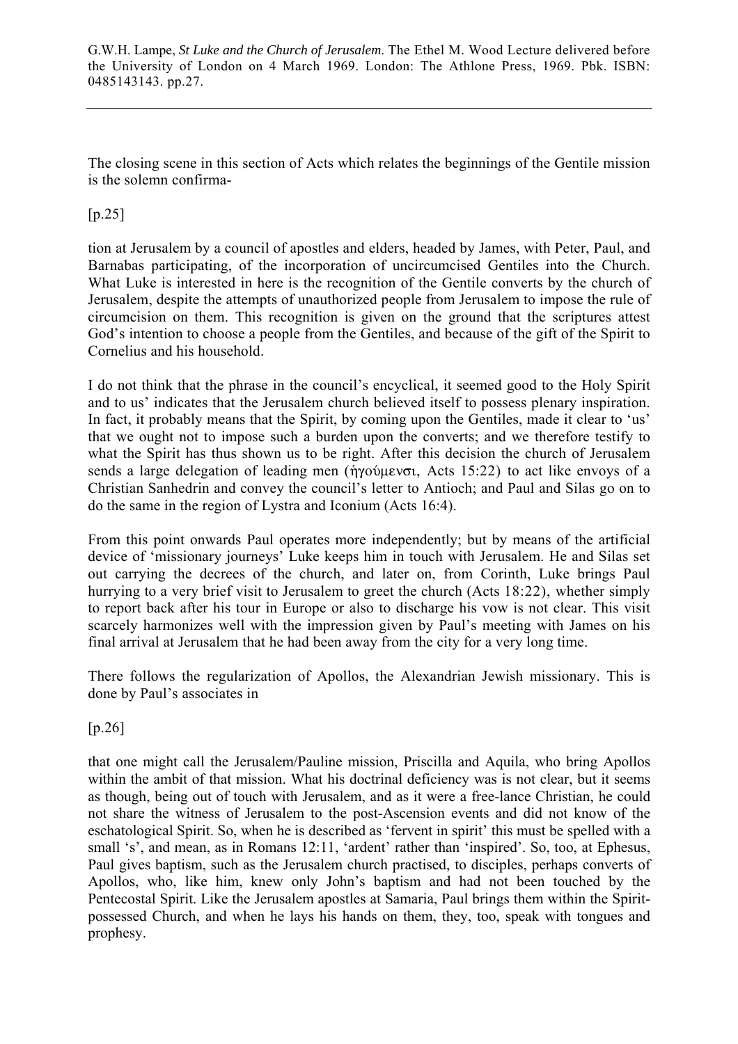The closing scene in this section of Acts which relates the beginnings of the Gentile mission is the solemn confirma-

[p.25]

tion at Jerusalem by a council of apostles and elders, headed by James, with Peter, Paul, and Barnabas participating, of the incorporation of uncircumcised Gentiles into the Church. What Luke is interested in here is the recognition of the Gentile converts by the church of Jerusalem, despite the attempts of unauthorized people from Jerusalem to impose the rule of circumcision on them. This recognition is given on the ground that the scriptures attest God's intention to choose a people from the Gentiles, and because of the gift of the Spirit to Cornelius and his household.

I do not think that the phrase in the council's encyclical, it seemed good to the Holy Spirit and to us' indicates that the Jerusalem church believed itself to possess plenary inspiration. In fact, it probably means that the Spirit, by coming upon the Gentiles, made it clear to 'us' that we ought not to impose such a burden upon the converts; and we therefore testify to what the Spirit has thus shown us to be right. After this decision the church of Jerusalem sends a large delegation of leading men (ἡγούμενσι, Acts 15:22) to act like envoys of a Christian Sanhedrin and convey the council's letter to Antioch; and Paul and Silas go on to do the same in the region of Lystra and Iconium (Acts 16:4).

From this point onwards Paul operates more independently; but by means of the artificial device of 'missionary journeys' Luke keeps him in touch with Jerusalem. He and Silas set out carrying the decrees of the church, and later on, from Corinth, Luke brings Paul hurrying to a very brief visit to Jerusalem to greet the church (Acts 18:22), whether simply to report back after his tour in Europe or also to discharge his vow is not clear. This visit scarcely harmonizes well with the impression given by Paul's meeting with James on his final arrival at Jerusalem that he had been away from the city for a very long time.

There follows the regularization of Apollos, the Alexandrian Jewish missionary. This is done by Paul's associates in

[p.26]

that one might call the Jerusalem/Pauline mission, Priscilla and Aquila, who bring Apollos within the ambit of that mission. What his doctrinal deficiency was is not clear, but it seems as though, being out of touch with Jerusalem, and as it were a free-lance Christian, he could not share the witness of Jerusalem to the post-Ascension events and did not know of the eschatological Spirit. So, when he is described as 'fervent in spirit' this must be spelled with a small 's', and mean, as in Romans 12:11, 'ardent' rather than 'inspired'. So, too, at Ephesus, Paul gives baptism, such as the Jerusalem church practised, to disciples, perhaps converts of Apollos, who, like him, knew only John's baptism and had not been touched by the Pentecostal Spirit. Like the Jerusalem apostles at Samaria, Paul brings them within the Spirit-possessed Church, and when he lays his hands on them, they, too, speak with tongues and prophesy.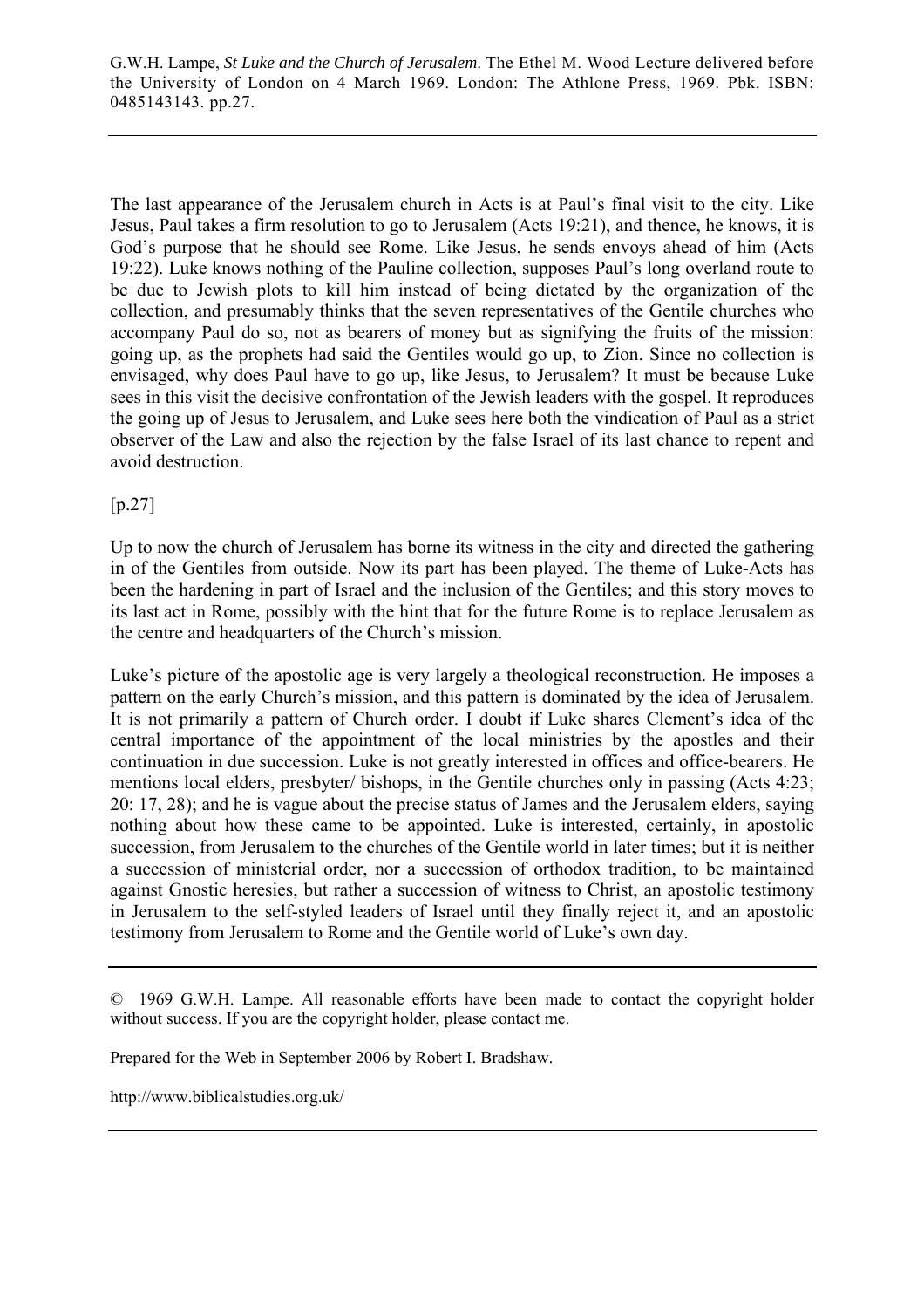The last appearance of the Jerusalem church in Acts is at Paul's final visit to the city. Like Jesus, Paul takes a firm resolution to go to Jerusalem (Acts 19:21), and thence, he knows, it is God's purpose that he should see Rome. Like Jesus, he sends envoys ahead of him (Acts 19:22). Luke knows nothing of the Pauline collection, supposes Paul's long overland route to be due to Jewish plots to kill him instead of being dictated by the organization of the collection, and presumably thinks that the seven representatives of the Gentile churches who accompany Paul do so, not as bearers of money but as signifying the fruits of the mission: going up, as the prophets had said the Gentiles would go up, to Zion. Since no collection is envisaged, why does Paul have to go up, like Jesus, to Jerusalem? It must be because Luke sees in this visit the decisive confrontation of the Jewish leaders with the gospel. It reproduces the going up of Jesus to Jerusalem, and Luke sees here both the vindication of Paul as a strict observer of the Law and also the rejection by the false Israel of its last chance to repent and avoid destruction.

[p.27]

Up to now the church of Jerusalem has borne its witness in the city and directed the gathering in of the Gentiles from outside. Now its part has been played. The theme of Luke-Acts has been the hardening in part of Israel and the inclusion of the Gentiles; and this story moves to its last act in Rome, possibly with the hint that for the future Rome is to replace Jerusalem as the centre and headquarters of the Church's mission.

Luke's picture of the apostolic age is very largely a theological reconstruction. He imposes a pattern on the early Church's mission, and this pattern is dominated by the idea of Jerusalem. It is not primarily a pattern of Church order. I doubt if Luke shares Clement's idea of the central importance of the appointment of the local ministries by the apostles and their continuation in due succession. Luke is not greatly interested in offices and office-bearers. He mentions local elders, presbyter/ bishops, in the Gentile churches only in passing (Acts 4:23; 20: 17, 28); and he is vague about the precise status of James and the Jerusalem elders, saying nothing about how these came to be appointed. Luke is interested, certainly, in apostolic succession, from Jerusalem to the churches of the Gentile world in later times; but it is neither a succession of ministerial order, nor a succession of orthodox tradition, to be maintained against Gnostic heresies, but rather a succession of witness to Christ, an apostolic testimony in Jerusalem to the self-styled leaders of Israel until they finally reject it, and an apostolic testimony from Jerusalem to Rome and the Gentile world of Luke's own day.

---

© 1969 G.W.H. Lampe. All reasonable efforts have been made to contact the copyright holder without success. If you are the copyright holder, please contact me.

Prepared for the Web in September 2006 by Robert I. Bradshaw.

http://www.biblicalstudies.org.uk/